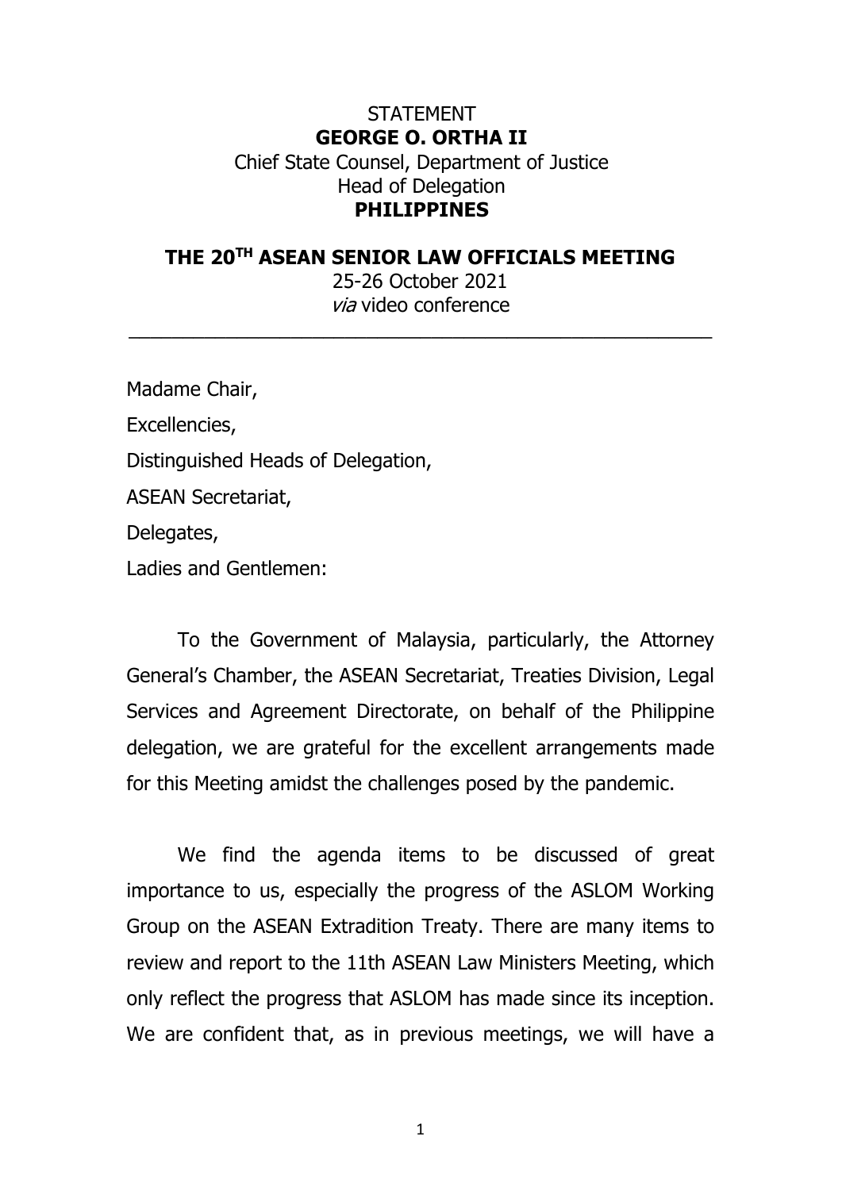STATEMENT

**GEORGE O. ORTHA II**

Chief State Counsel, Department of Justice

Head of Delegation

**PHILIPPINES**

**THE 20TH ASEAN SENIOR LAW OFFICIALS MEETING**

25-26 October 2021

*via* video conference

---

Madame Chair,

Excellencies,

Distinguished Heads of Delegation,

ASEAN Secretariat,

Delegates,

Ladies and Gentlemen:

To the Government of Malaysia, particularly, the Attorney General's Chamber, the ASEAN Secretariat, Treaties Division, Legal Services and Agreement Directorate, on behalf of the Philippine delegation, we are grateful for the excellent arrangements made for this Meeting amidst the challenges posed by the pandemic.

We find the agenda items to be discussed of great importance to us, especially the progress of the ASLOM Working Group on the ASEAN Extradition Treaty. There are many items to review and report to the 11th ASEAN Law Ministers Meeting, which only reflect the progress that ASLOM has made since its inception. We are confident that, as in previous meetings, we will have a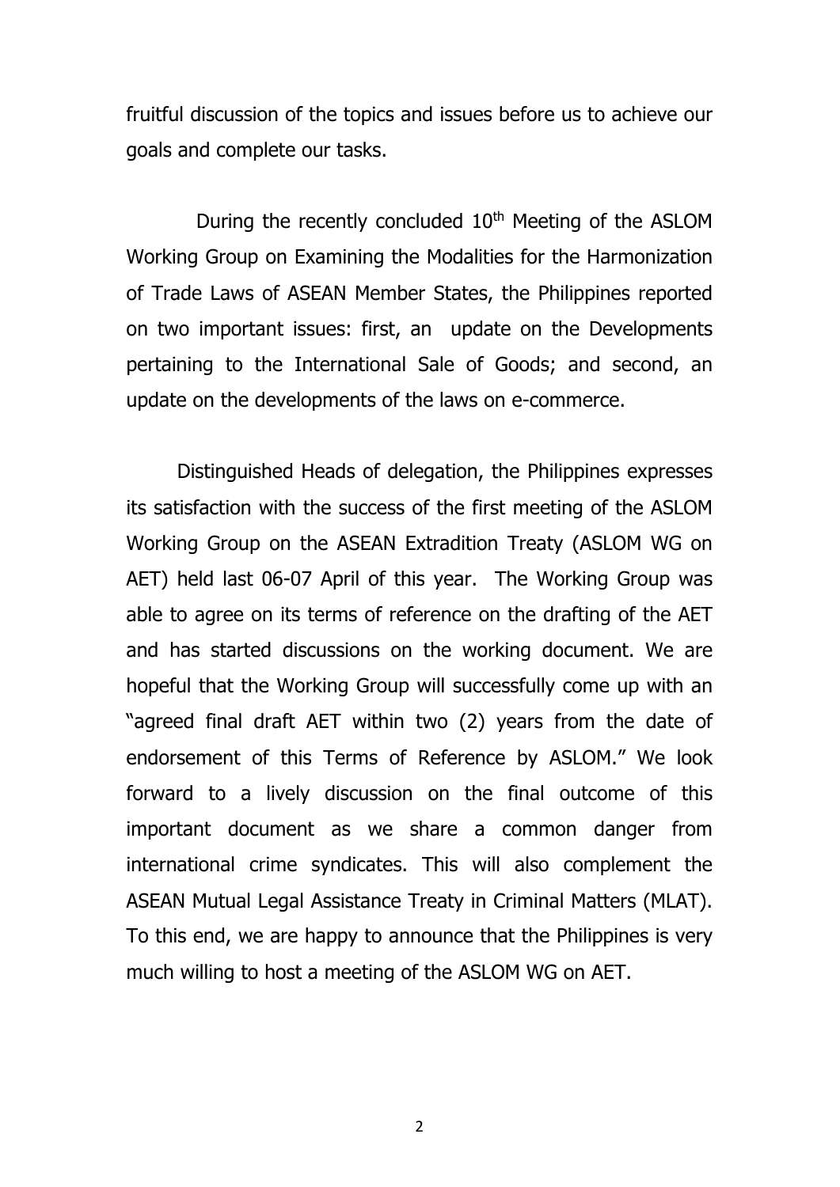fruitful discussion of the topics and issues before us to achieve our goals and complete our tasks.

During the recently concluded 10th Meeting of the ASLOM Working Group on Examining the Modalities for the Harmonization of Trade Laws of ASEAN Member States, the Philippines reported on two important issues: first, an update on the Developments pertaining to the International Sale of Goods; and second, an update on the developments of the laws on e-commerce.

Distinguished Heads of delegation, the Philippines expresses its satisfaction with the success of the first meeting of the ASLOM Working Group on the ASEAN Extradition Treaty (ASLOM WG on AET) held last 06-07 April of this year. The Working Group was able to agree on its terms of reference on the drafting of the AET and has started discussions on the working document. We are hopeful that the Working Group will successfully come up with an "agreed final draft AET within two (2) years from the date of endorsement of this Terms of Reference by ASLOM." We look forward to a lively discussion on the final outcome of this important document as we share a common danger from international crime syndicates. This will also complement the ASEAN Mutual Legal Assistance Treaty in Criminal Matters (MLAT). To this end, we are happy to announce that the Philippines is very much willing to host a meeting of the ASLOM WG on AET.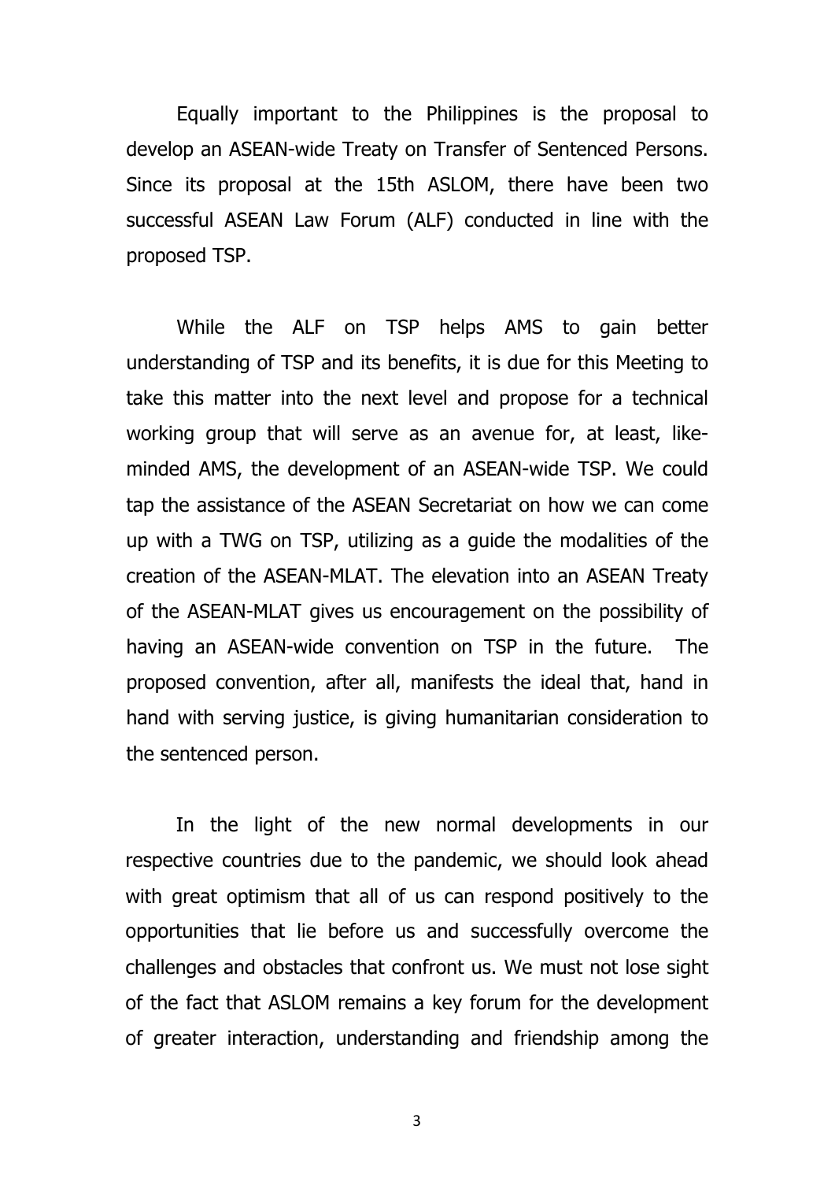Equally important to the Philippines is the proposal to develop an ASEAN-wide Treaty on Transfer of Sentenced Persons. Since its proposal at the 15th ASLOM, there have been two successful ASEAN Law Forum (ALF) conducted in line with the proposed TSP.

While the ALF on TSP helps AMS to gain better understanding of TSP and its benefits, it is due for this Meeting to take this matter into the next level and propose for a technical working group that will serve as an avenue for, at least, like-minded AMS, the development of an ASEAN-wide TSP. We could tap the assistance of the ASEAN Secretariat on how we can come up with a TWG on TSP, utilizing as a guide the modalities of the creation of the ASEAN-MLAT. The elevation into an ASEAN Treaty of the ASEAN-MLAT gives us encouragement on the possibility of having an ASEAN-wide convention on TSP in the future. The proposed convention, after all, manifests the ideal that, hand in hand with serving justice, is giving humanitarian consideration to the sentenced person.

In the light of the new normal developments in our respective countries due to the pandemic, we should look ahead with great optimism that all of us can respond positively to the opportunities that lie before us and successfully overcome the challenges and obstacles that confront us. We must not lose sight of the fact that ASLOM remains a key forum for the development of greater interaction, understanding and friendship among the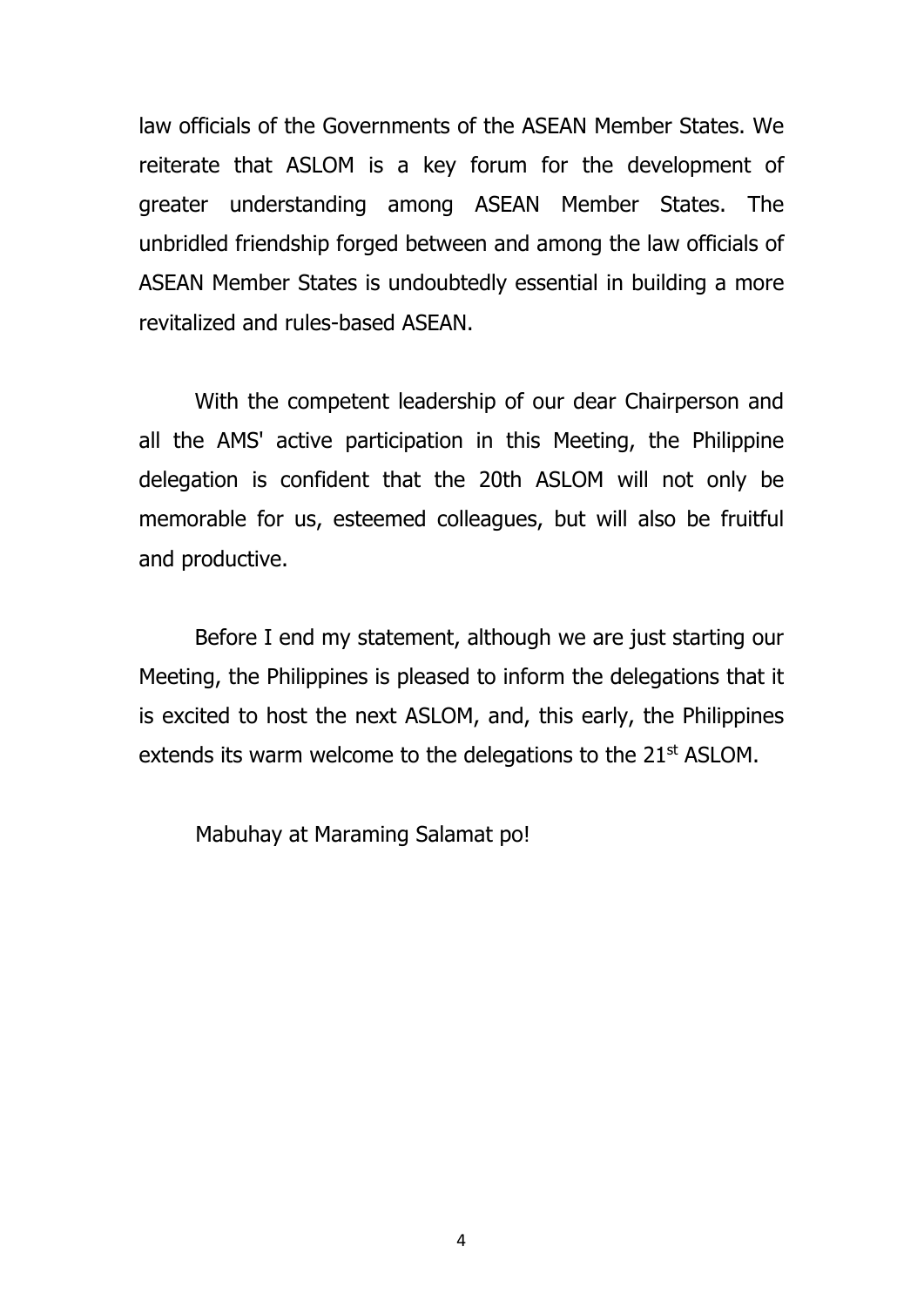law officials of the Governments of the ASEAN Member States. We reiterate that ASLOM is a key forum for the development of greater understanding among ASEAN Member States. The unbridled friendship forged between and among the law officials of ASEAN Member States is undoubtedly essential in building a more revitalized and rules-based ASEAN.

With the competent leadership of our dear Chairperson and all the AMS' active participation in this Meeting, the Philippine delegation is confident that the 20th ASLOM will not only be memorable for us, esteemed colleagues, but will also be fruitful and productive.

Before I end my statement, although we are just starting our Meeting, the Philippines is pleased to inform the delegations that it is excited to host the next ASLOM, and, this early, the Philippines extends its warm welcome to the delegations to the 21st ASLOM.

Mabuhay at Maraming Salamat po!